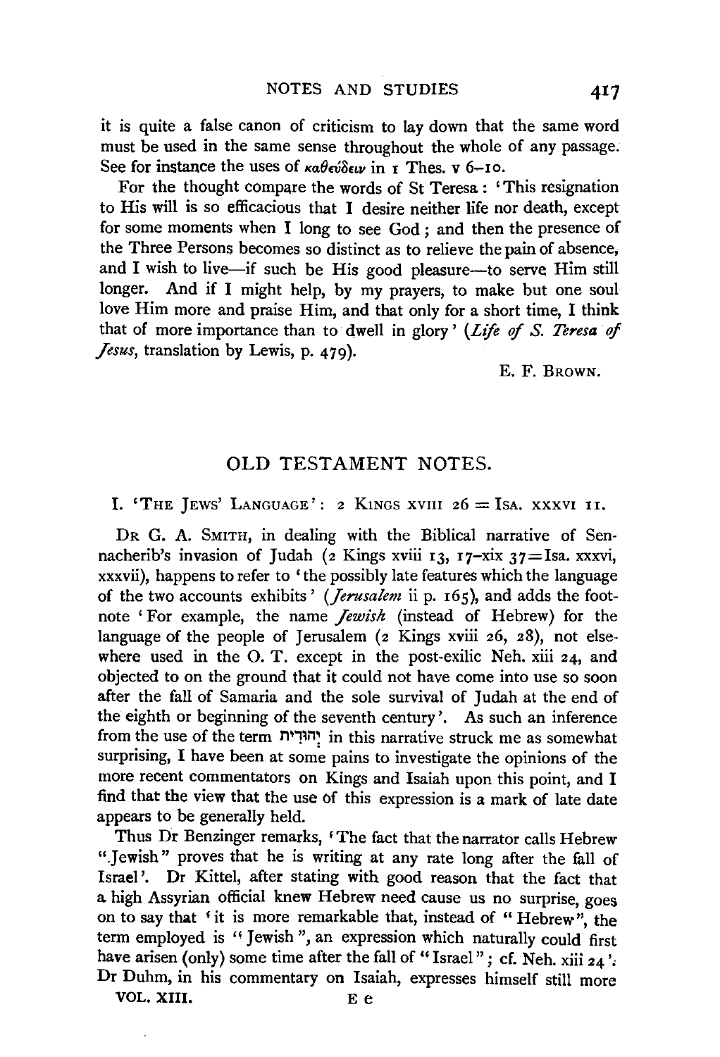it is quite a false canon of criticism to lay down that the same word must be used in the same sense throughout the whole of any passage. See for instance the uses of καθεύδειν in 1 Thes. v 6–10.

For the thought compare the words of St Teresa: 'This resignation to His will is so efficacious that I desire neither life nor death, except for some moments when I long to see God; and then the presence of the Three Persons becomes so distinct as to relieve the pain of absence, and I wish to live—if such be His good pleasure—to serve Him still longer. And if I might help, by my prayers, to make but one soul love Him more and praise Him, and that only for a short time, I think that of more importance than to dwell in glory' (*Life of S. Teresa of Jesus*, translation by Lewis, p. 479).

E. F. Brown.

## OLD TESTAMENT NOTES.

### I. 'The Jews' Language': 2 Kings xviii 26 = Isa. xxxvi 11.

Dr G. A. Smith, in dealing with the Biblical narrative of Sennacherib's invasion of Judah (2 Kings xviii 13, 17–xix 37 = Isa. xxxvi, xxxvii), happens to refer to 'the possibly late features which the language of the two accounts exhibits' (*Jerusalem* ii p. 165), and adds the footnote 'For example, the name *Jewish* (instead of Hebrew) for the language of the people of Jerusalem (2 Kings xviii 26, 28), not elsewhere used in the O. T. except in the post-exilic Neh. xiii 24, and objected to on the ground that it could not have come into use so soon after the fall of Samaria and the sole survival of Judah at the end of the eighth or beginning of the seventh century'. As such an inference from the use of the term יְהוּדִית in this narrative struck me as somewhat surprising, I have been at some pains to investigate the opinions of the more recent commentators on Kings and Isaiah upon this point, and I find that the view that the use of this expression is a mark of late date appears to be generally held.

Thus Dr Benzinger remarks, 'The fact that the narrator calls Hebrew "Jewish" proves that he is writing at any rate long after the fall of Israel'. Dr Kittel, after stating with good reason that the fact that a high Assyrian official knew Hebrew need cause us no surprise, goes on to say that 'it is more remarkable that, instead of "Hebrew", the term employed is "Jewish", an expression which naturally could first have arisen (only) some time after the fall of "Israel"; cf. Neh. xiii 24'. Dr Duhm, in his commentary on Isaiah, expresses himself still more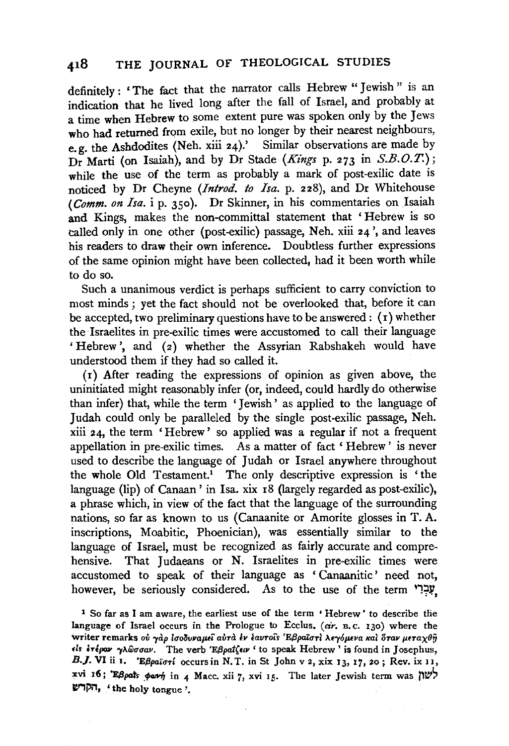definitely: 'The fact that the narrator calls Hebrew "Jewish" is an indication that he lived long after the fall of Israel, and probably at a time when Hebrew to some extent pure was spoken only by the Jews who had returned from exile, but no longer by their nearest neighbours, e.g. the Ashdodites (Neh. xiii 24).' Similar observations are made by Dr Marti (on Isaiah), and by Dr Stade (*Kings* p. 273 in *S.B.O.T.*); while the use of the term as probably a mark of post-exilic date is noticed by Dr Cheyne (*Introd. to Isa.* p. 228), and Dr Whitehouse (*Comm. on Isa.* i p. 350). Dr Skinner, in his commentaries on Isaiah and Kings, makes the non-committal statement that 'Hebrew is so called only in one other (post-exilic) passage, Neh. xiii 24', and leaves his readers to draw their own inference. Doubtless further expressions of the same opinion might have been collected, had it been worth while to do so.

Such a unanimous verdict is perhaps sufficient to carry conviction to most minds; yet the fact should not be overlooked that, before it can be accepted, two preliminary questions have to be answered: (1) whether the Israelites in pre-exilic times were accustomed to call their language 'Hebrew', and (2) whether the Assyrian Rabshakeh would have understood them if they had so called it.

(1) After reading the expressions of opinion as given above, the uninitiated might reasonably infer (or, indeed, could hardly do otherwise than infer) that, while the term 'Jewish' as applied to the language of Judah could only be paralleled by the single post-exilic passage, Neh. xiii 24, the term 'Hebrew' so applied was a regular if not a frequent appellation in pre-exilic times. As a matter of fact 'Hebrew' is never used to describe the language of Judah or Israel anywhere throughout the whole Old Testament.[1] The only descriptive expression is 'the language (lip) of Canaan' in Isa. xix 18 (largely regarded as post-exilic), a phrase which, in view of the fact that the language of the surrounding nations, so far as known to us (Canaanite or Amorite glosses in T. A. inscriptions, Moabitic, Phoenician), was essentially similar to the language of Israel, must be recognized as fairly accurate and comprehensive. That Judaeans or N. Israelites in pre-exilic times were accustomed to speak of their language as 'Canaanitic' need not, however, be seriously considered. As to the use of the term עִבְרִי,

[1] So far as I am aware, the earliest use of the term 'Hebrew' to describe the language of Israel occurs in the Prologue to Ecclus. (*cir.* B.C. 130) where the writer remarks οὐ γὰρ ἰσοδυναμεῖ αὐτὰ ἐν ἑαυτοῖς Ἑβραϊστὶ λεγόμενα καὶ ὅταν μεταχθῇ εἰς ἑτέραν γλῶσσαν. The verb Ἑβραΐζειν 'to speak Hebrew' is found in Josephus, *B.J.* VI ii 1. Ἑβραϊστί occurs in N.T. in St John v 2, xix 13, 17, 20; Rev. ix 11, xvi 16; Ἑβραῒς φωνή in 4 Macc. xii 7, xvi 15. The later Jewish term was לשון הקדש, 'the holy tongue'.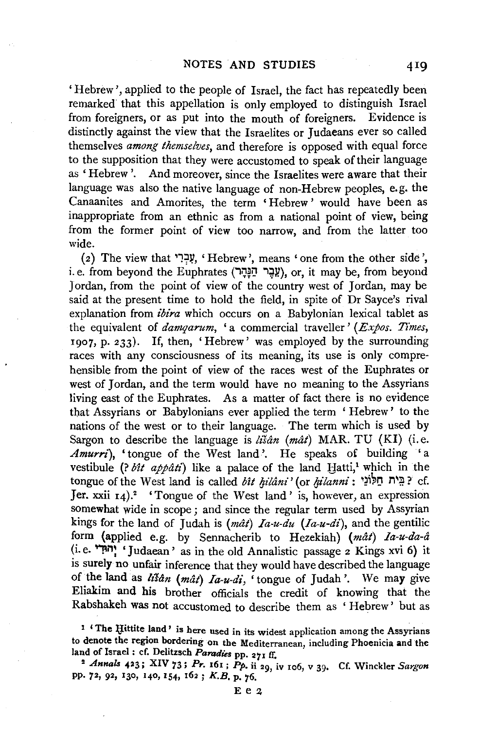'Hebrew', applied to the people of Israel, the fact has repeatedly been remarked that this appellation is only employed to distinguish Israel from foreigners, or as put into the mouth of foreigners. Evidence is distinctly against the view that the Israelites or Judaeans ever so called themselves *among themselves*, and therefore is opposed with equal force to the supposition that they were accustomed to speak of their language as 'Hebrew'. And moreover, since the Israelites were aware that their language was also the native language of non-Hebrew peoples, e.g. the Canaanites and Amorites, the term 'Hebrew' would have been as inappropriate from an ethnic as from a national point of view, being from the former point of view too narrow, and from the latter too wide.

(2) The view that עִבְרִי, 'Hebrew', means 'one from the other side', i.e. from beyond the Euphrates (עֵבֶר הַנָּהָר), or, it may be, from beyond Jordan, from the point of view of the country west of Jordan, may be said at the present time to hold the field, in spite of Dr Sayce's rival explanation from *ibira* which occurs on a Babylonian lexical tablet as the equivalent of *damqarum*, 'a commercial traveller' (*Expos. Times*, 1907, p. 233). If, then, 'Hebrew' was employed by the surrounding races with any consciousness of its meaning, its use is only comprehensible from the point of view of the races west of the Euphrates or west of Jordan, and the term would have no meaning to the Assyrians living east of the Euphrates. As a matter of fact there is no evidence that Assyrians or Babylonians ever applied the term 'Hebrew' to the nations of the west or to their language. The term which is used by Sargon to describe the language is *lišân* (*mât*) MAR. TU (KI) (i.e. *Amurri*), 'tongue of the West land'. He speaks of building 'a vestibule (? *bît appâti*) like a palace of the land Ḫatti,[1] which in the tongue of the West land is called *bît ḫilâni*' (or *ḫilanni*: ? בֵּית חַלֹּנַי cf. Jer. xxii 14).[2] 'Tongue of the West land' is, however, an expression somewhat wide in scope; and since the regular term used by Assyrian kings for the land of Judah is (*mât*) *Ia-u-du* (*Ia-u-di*), and the gentilic form (applied e.g. by Sennacherib to Hezekiah) (*mât*) *Ia-u-da-â* (i.e. יְהוּדִי 'Judaean' as in the old Annalistic passage 2 Kings xvi 6) it is surely no unfair inference that they would have described the language of the land as *lišân* (*mât*) *Ia-u-di*, 'tongue of Judah'. We may give Eliakim and his brother officials the credit of knowing that the Rabshakeh was not accustomed to describe them as 'Hebrew' but as

[1] 'The Ḫittite land' is here used in its widest application among the Assyrians to denote the region bordering on the Mediterranean, including Phoenicia and the land of Israel: cf. Delitzsch *Paradies* pp. 271 ff.

[2] *Annals* 423; XIV 73; *Pr.* 161; *Pp.* ii 29, iv 106, v 39. Cf. Winckler *Sargon* pp. 72, 92, 130, 140, 154, 162; *K.B.* p. 76.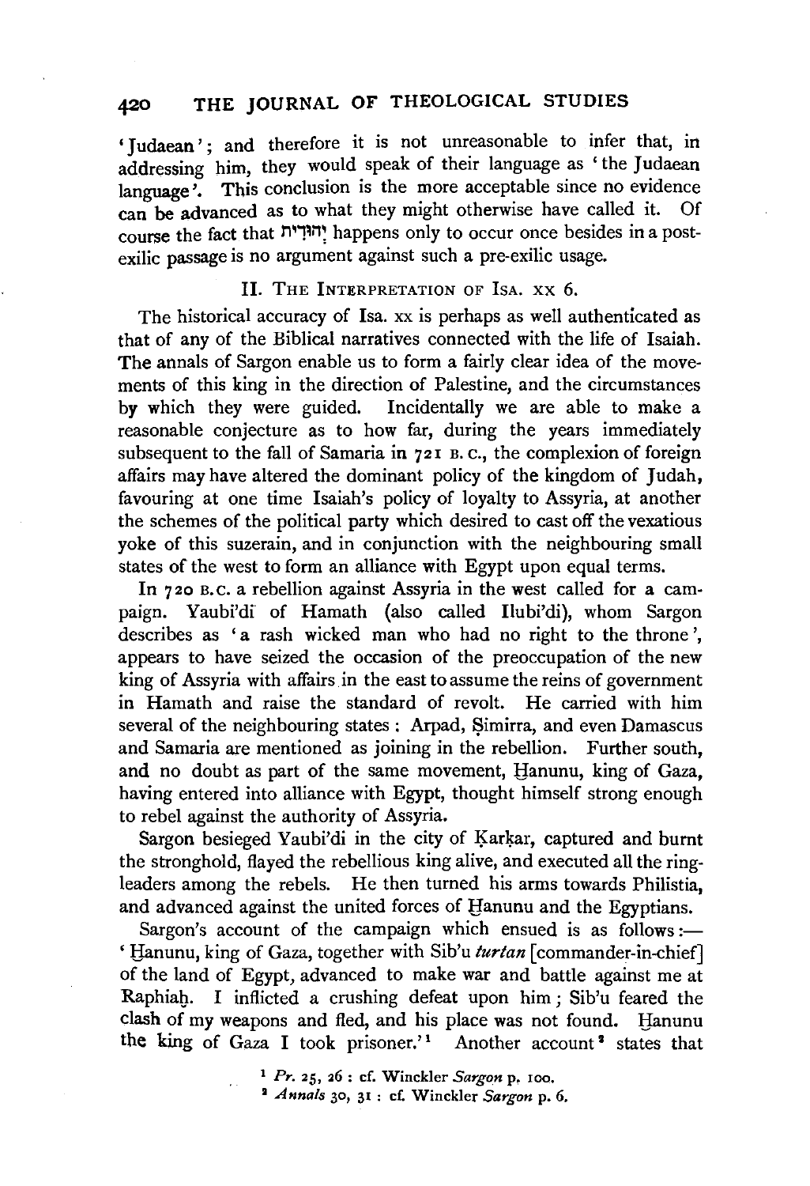'Judaean'; and therefore it is not unreasonable to infer that, in addressing him, they would speak of their language as 'the Judaean language'. This conclusion is the more acceptable since no evidence can be advanced as to what they might otherwise have called it. Of course the fact that יְהוּדִית happens only to occur once besides in a post-exilic passage is no argument against such a pre-exilic usage.

## II. The Interpretation of Isa. xx 6.

The historical accuracy of Isa. xx is perhaps as well authenticated as that of any of the Biblical narratives connected with the life of Isaiah. The annals of Sargon enable us to form a fairly clear idea of the movements of this king in the direction of Palestine, and the circumstances by which they were guided. Incidentally we are able to make a reasonable conjecture as to how far, during the years immediately subsequent to the fall of Samaria in 721 B.C., the complexion of foreign affairs may have altered the dominant policy of the kingdom of Judah, favouring at one time Isaiah's policy of loyalty to Assyria, at another the schemes of the political party which desired to cast off the vexatious yoke of this suzerain, and in conjunction with the neighbouring small states of the west to form an alliance with Egypt upon equal terms.

In 720 B.C. a rebellion against Assyria in the west called for a campaign. Yaubi'di of Hamath (also called Ilubi'di), whom Sargon describes as 'a rash wicked man who had no right to the throne', appears to have seized the occasion of the preoccupation of the new king of Assyria with affairs in the east to assume the reins of government in Hamath and raise the standard of revolt. He carried with him several of the neighbouring states: Arpad, Ṣimirra, and even Damascus and Samaria are mentioned as joining in the rebellion. Further south, and no doubt as part of the same movement, Ḫanunu, king of Gaza, having entered into alliance with Egypt, thought himself strong enough to rebel against the authority of Assyria.

Sargon besieged Yaubi'di in the city of Ḳarḳar, captured and burnt the stronghold, flayed the rebellious king alive, and executed all the ringleaders among the rebels. He then turned his arms towards Philistia, and advanced against the united forces of Ḫanunu and the Egyptians.

Sargon's account of the campaign which ensued is as follows:—'Ḫanunu, king of Gaza, together with Sib'u *turtan* [commander-in-chief] of the land of Egypt, advanced to make war and battle against me at Raphiaḥ. I inflicted a crushing defeat upon him; Sib'u feared the clash of my weapons and fled, and his place was not found. Ḫanunu the king of Gaza I took prisoner.'[1] Another account[2] states that

[1] *Pr.* 25, 26: cf. Winckler *Sargon* p. 100.

[2] *Annals* 30, 31: cf. Winckler *Sargon* p. 6.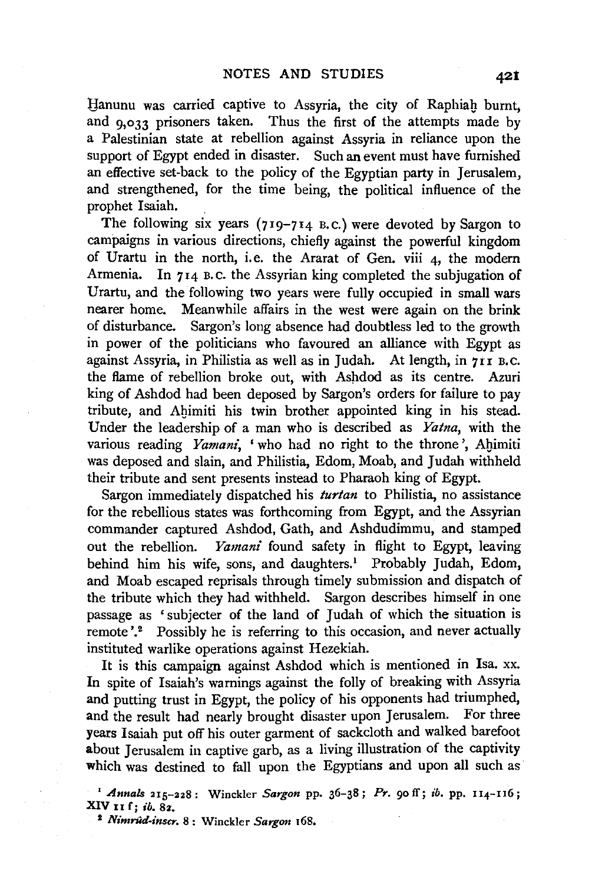Ḫanunu was carried captive to Assyria, the city of Raphiaḫ burnt, and 9,033 prisoners taken. Thus the first of the attempts made by a Palestinian state at rebellion against Assyria in reliance upon the support of Egypt ended in disaster. Such an event must have furnished an effective set-back to the policy of the Egyptian party in Jerusalem, and strengthened, for the time being, the political influence of the prophet Isaiah.

The following six years (719–714 B.C.) were devoted by Sargon to campaigns in various directions, chiefly against the powerful kingdom of Urartu in the north, i.e. the Ararat of Gen. viii 4, the modern Armenia. In 714 B.C. the Assyrian king completed the subjugation of Urartu, and the following two years were fully occupied in small wars nearer home. Meanwhile affairs in the west were again on the brink of disturbance. Sargon's long absence had doubtless led to the growth in power of the politicians who favoured an alliance with Egypt as against Assyria, in Philistia as well as in Judah. At length, in 711 B.C. the flame of rebellion broke out, with Ashdod as its centre. Azuri king of Ashdod had been deposed by Sargon's orders for failure to pay tribute, and Aḫimiti his twin brother appointed king in his stead. Under the leadership of a man who is described as *Yatna*, with the various reading *Yamani*, 'who had no right to the throne', Aḫimiti was deposed and slain, and Philistia, Edom, Moab, and Judah withheld their tribute and sent presents instead to Pharaoh king of Egypt.

Sargon immediately dispatched his *turtan* to Philistia, no assistance for the rebellious states was forthcoming from Egypt, and the Assyrian commander captured Ashdod, Gath, and Ashdudimmu, and stamped out the rebellion. *Yamani* found safety in flight to Egypt, leaving behind him his wife, sons, and daughters.[1] Probably Judah, Edom, and Moab escaped reprisals through timely submission and dispatch of the tribute which they had withheld. Sargon describes himself in one passage as 'subjecter of the land of Judah of which the situation is remote'.[2] Possibly he is referring to this occasion, and never actually instituted warlike operations against Hezekiah.

It is this campaign against Ashdod which is mentioned in Isa. xx. In spite of Isaiah's warnings against the folly of breaking with Assyria and putting trust in Egypt, the policy of his opponents had triumphed, and the result had nearly brought disaster upon Jerusalem. For three years Isaiah put off his outer garment of sackcloth and walked barefoot about Jerusalem in captive garb, as a living illustration of the captivity which was destined to fall upon the Egyptians and upon all such as

[1] *Annals* 215–228: Winckler *Sargon* pp. 36–38; *Pr.* 90 ff; *ib.* pp. 114–116; XIV 11 f; *ib.* 82.

[2] *Nimrûd-inscr.* 8: Winckler *Sargon* 168.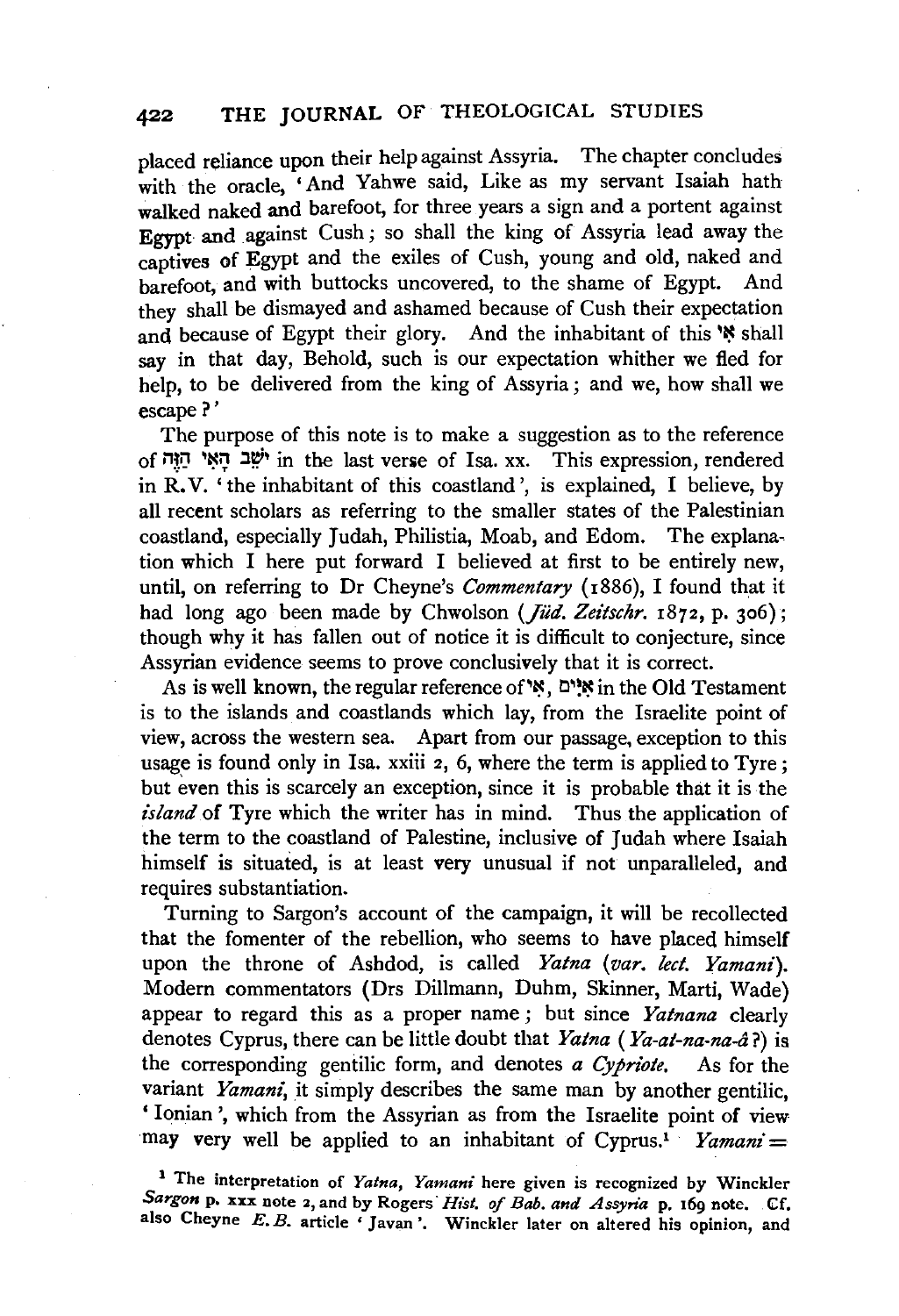placed reliance upon their help against Assyria. The chapter concludes with the oracle, 'And Yahwe said, Like as my servant Isaiah hath walked naked and barefoot, for three years a sign and a portent against Egypt and against Cush; so shall the king of Assyria lead away the captives of Egypt and the exiles of Cush, young and old, naked and barefoot, and with buttocks uncovered, to the shame of Egypt. And they shall be dismayed and ashamed because of Cush their expectation and because of Egypt their glory. And the inhabitant of this אִי shall say in that day, Behold, such is our expectation whither we fled for help, to be delivered from the king of Assyria; and we, how shall we escape?'

The purpose of this note is to make a suggestion as to the reference of יֹשֵׁב הָאִי הַזֶּה in the last verse of Isa. xx. This expression, rendered in R.V. 'the inhabitant of this coastland', is explained, I believe, by all recent scholars as referring to the smaller states of the Palestinian coastland, especially Judah, Philistia, Moab, and Edom. The explanation which I here put forward I believed at first to be entirely new, until, on referring to Dr Cheyne's *Commentary* (1886), I found that it had long ago been made by Chwolson (*Jüd. Zeitschr.* 1872, p. 306); though why it has fallen out of notice it is difficult to conjecture, since Assyrian evidence seems to prove conclusively that it is correct.

As is well known, the regular reference of אִי, אִיִּים in the Old Testament is to the islands and coastlands which lay, from the Israelite point of view, across the western sea. Apart from our passage, exception to this usage is found only in Isa. xxiii 2, 6, where the term is applied to Tyre; but even this is scarcely an exception, since it is probable that it is the *island* of Tyre which the writer has in mind. Thus the application of the term to the coastland of Palestine, inclusive of Judah where Isaiah himself is situated, is at least very unusual if not unparalleled, and requires substantiation.

Turning to Sargon's account of the campaign, it will be recollected that the fomenter of the rebellion, who seems to have placed himself upon the throne of Ashdod, is called *Yatna* (*var. lect. Yamani*). Modern commentators (Drs Dillmann, Duhm, Skinner, Marti, Wade) appear to regard this as a proper name; but since *Yatnana* clearly denotes Cyprus, there can be little doubt that *Yatna* (*Ya-at-na-na-â*?) is the corresponding gentilic form, and denotes *a Cypriote*. As for the variant *Yamani*, it simply describes the same man by another gentilic, 'Ionian', which from the Assyrian as from the Israelite point of view may very well be applied to an inhabitant of Cyprus.[1] *Yamani* =

[1] The interpretation of *Yatna*, *Yamani* here given is recognized by Winckler *Sargon* p. xxx note 2, and by Rogers *Hist. of Bab. and Assyria* p. 169 note. Cf. also Cheyne *E.B.* article 'Javan'. Winckler later on altered his opinion, and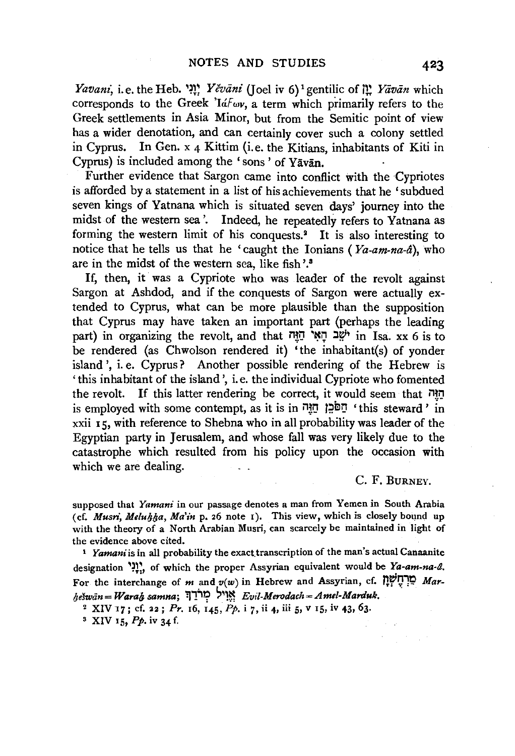*Yavani*, i.e. the Heb. יְוָנִי *Yĕvānī* (Joel iv 6)[1] gentilic of יָוָן *Yāvān* which corresponds to the Greek Ἰάϝων, a term which primarily refers to the Greek settlements in Asia Minor, but from the Semitic point of view has a wider denotation, and can certainly cover such a colony settled in Cyprus. In Gen. x 4 Kittim (i.e. the Kitians, inhabitants of Kiti in Cyprus) is included among the 'sons' of Yāvān.

Further evidence that Sargon came into conflict with the Cypriotes is afforded by a statement in a list of his achievements that he 'subdued seven kings of Yatnana which is situated seven days' journey into the midst of the western sea'. Indeed, he repeatedly refers to Yatnana as forming the western limit of his conquests.[2] It is also interesting to notice that he tells us that he 'caught the Ionians (*Ya-am-na-â*), who are in the midst of the western sea, like fish'.[3]

If, then, it was a Cypriote who was leader of the revolt against Sargon at Ashdod, and if the conquests of Sargon were actually extended to Cyprus, what can be more plausible than the supposition that Cyprus may have taken an important part (perhaps the leading part) in organizing the revolt, and that יֹשֵׁב הָאִי הַזֶּה in Isa. xx 6 is to be rendered (as Chwolson rendered it) 'the inhabitant(s) of yonder island', i.e. Cyprus? Another possible rendering of the Hebrew is 'this inhabitant of the island', i.e. the individual Cypriote who fomented the revolt. If this latter rendering be correct, it would seem that הַזֶּה is employed with some contempt, as it is in הַסֹּכֵן הַזֶּה 'this steward' in xxii 15, with reference to Shebna who in all probability was leader of the Egyptian party in Jerusalem, and whose fall was very likely due to the catastrophe which resulted from his policy upon the occasion with which we are dealing.

C. F. Burney.

supposed that *Yamani* in our passage denotes a man from Yemen in South Arabia (cf. *Musri, Meluḫḫa, Ma'in* p. 26 note 1). This view, which is closely bound up with the theory of a North Arabian Musri, can scarcely be maintained in light of the evidence above cited.

[1] *Yamani* is in all probability the exact transcription of the man's actual Canaanite designation יְוָנִי, of which the proper Assyrian equivalent would be *Ya-am-na-â*. For the interchange of *m* and *v*(*w*) in Hebrew and Assyrian, cf. מַרְחֶשְׁוָן *Marḥešwān* = *Waraḫ samna*; אֱוִיל מְרֹדַךְ *Evil-Merodach* = *Amel-Marduk*.

[2] XIV 17; cf. 22; *Pr.* 16, 145, *Pp.* i 7, ii 4, iii 5, v 15, iv 43, 63.

[3] XIV 15, *Pp.* iv 34 f.